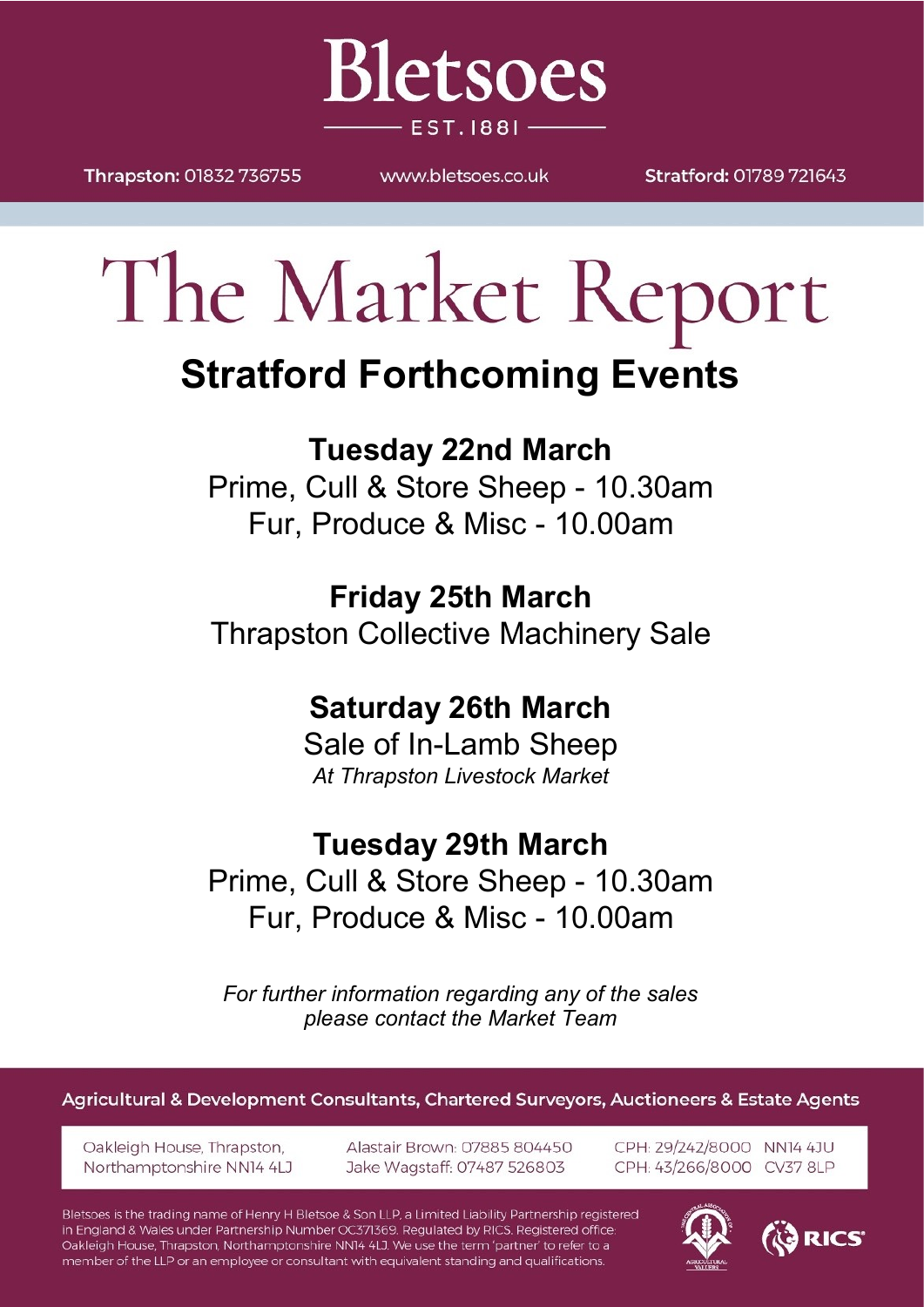# Bletsoes

EST. 1881

**Thrapston:** 01832 736755 www.bletsoes.co.uk **Stratford:** 01789 721643

# The Market Report

## Stratford Forthcoming Events

### Tuesday 22nd March

Prime, Cull & Store Sheep - 10.30am

Fur, Produce & Misc - 10.00am

### Friday 25th March

Thrapston Collective Machinery Sale

### Saturday 26th March

Sale of In-Lamb Sheep

*At Thrapston Livestock Market*

### Tuesday 29th March

Prime, Cull & Store Sheep - 10.30am

Fur, Produce & Misc - 10.00am

*For further information regarding any of the sales please contact the Market Team*

**Agricultural & Development Consultants, Chartered Surveyors, Auctioneers & Estate Agents**

Oakleigh House, Thrapston, Northamptonshire NN14 4LJ

Alastair Brown: 07885 804450
Jake Wagstaff: 07487 526803

CPH: 29/242/8000 NN14 4JU
CPH: 43/266/8000 CV37 8LP

Bletsoes is the trading name of Henry H Bletsoe & Son LLP, a Limited Liability Partnership registered in England & Wales under Partnership Number OC371369. Regulated by RICS. Registered office: Oakleigh House, Thrapston, Northamptonshire NN14 4LJ. We use the term 'partner' to refer to a member of the LLP or an employee or consultant with equivalent standing and qualifications.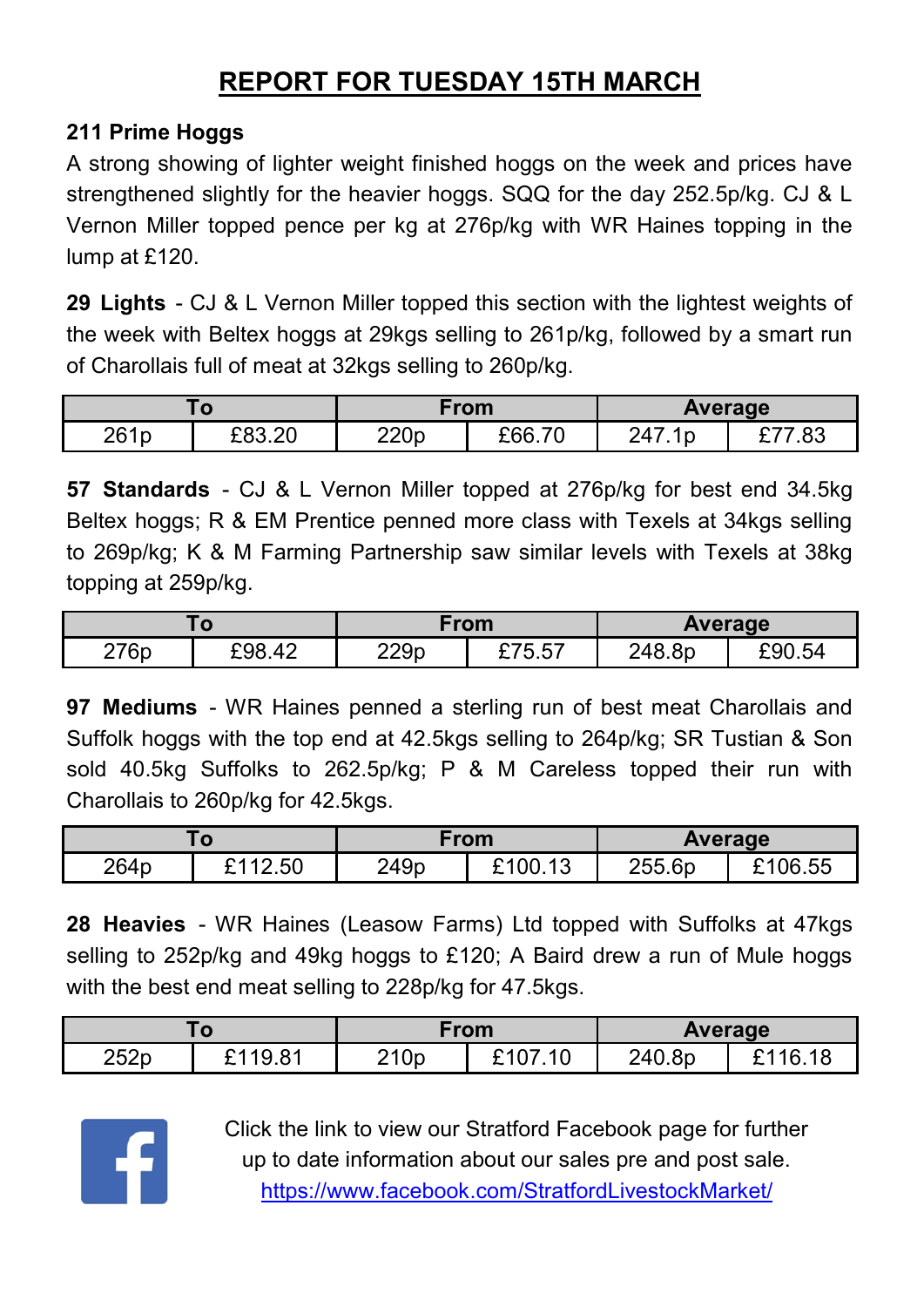# REPORT FOR TUESDAY 15TH MARCH

**211 Prime Hoggs**

A strong showing of lighter weight finished hoggs on the week and prices have strengthened slightly for the heavier hoggs. SQQ for the day 252.5p/kg. CJ & L Vernon Miller topped pence per kg at 276p/kg with WR Haines topping in the lump at £120.

**29 Lights** - CJ & L Vernon Miller topped this section with the lightest weights of the week with Beltex hoggs at 29kgs selling to 261p/kg, followed by a smart run of Charollais full of meat at 32kgs selling to 260p/kg.

| To | | From | | Average | |
|---|---|---|---|---|---|
| 261p | £83.20 | 220p | £66.70 | 247.1p | £77.83 |

**57 Standards** - CJ & L Vernon Miller topped at 276p/kg for best end 34.5kg Beltex hoggs; R & EM Prentice penned more class with Texels at 34kgs selling to 269p/kg; K & M Farming Partnership saw similar levels with Texels at 38kg topping at 259p/kg.

| To | | From | | Average | |
|---|---|---|---|---|---|
| 276p | £98.42 | 229p | £75.57 | 248.8p | £90.54 |

**97 Mediums** - WR Haines penned a sterling run of best meat Charollais and Suffolk hoggs with the top end at 42.5kgs selling to 264p/kg; SR Tustian & Son sold 40.5kg Suffolks to 262.5p/kg; P & M Careless topped their run with Charollais to 260p/kg for 42.5kgs.

| To | | From | | Average | |
|---|---|---|---|---|---|
| 264p | £112.50 | 249p | £100.13 | 255.6p | £106.55 |

**28 Heavies** - WR Haines (Leasow Farms) Ltd topped with Suffolks at 47kgs selling to 252p/kg and 49kg hoggs to £120; A Baird drew a run of Mule hoggs with the best end meat selling to 228p/kg for 47.5kgs.

| To | | From | | Average | |
|---|---|---|---|---|---|
| 252p | £119.81 | 210p | £107.10 | 240.8p | £116.18 |

Click the link to view our Stratford Facebook page for further up to date information about our sales pre and post sale.
https://www.facebook.com/StratfordLivestockMarket/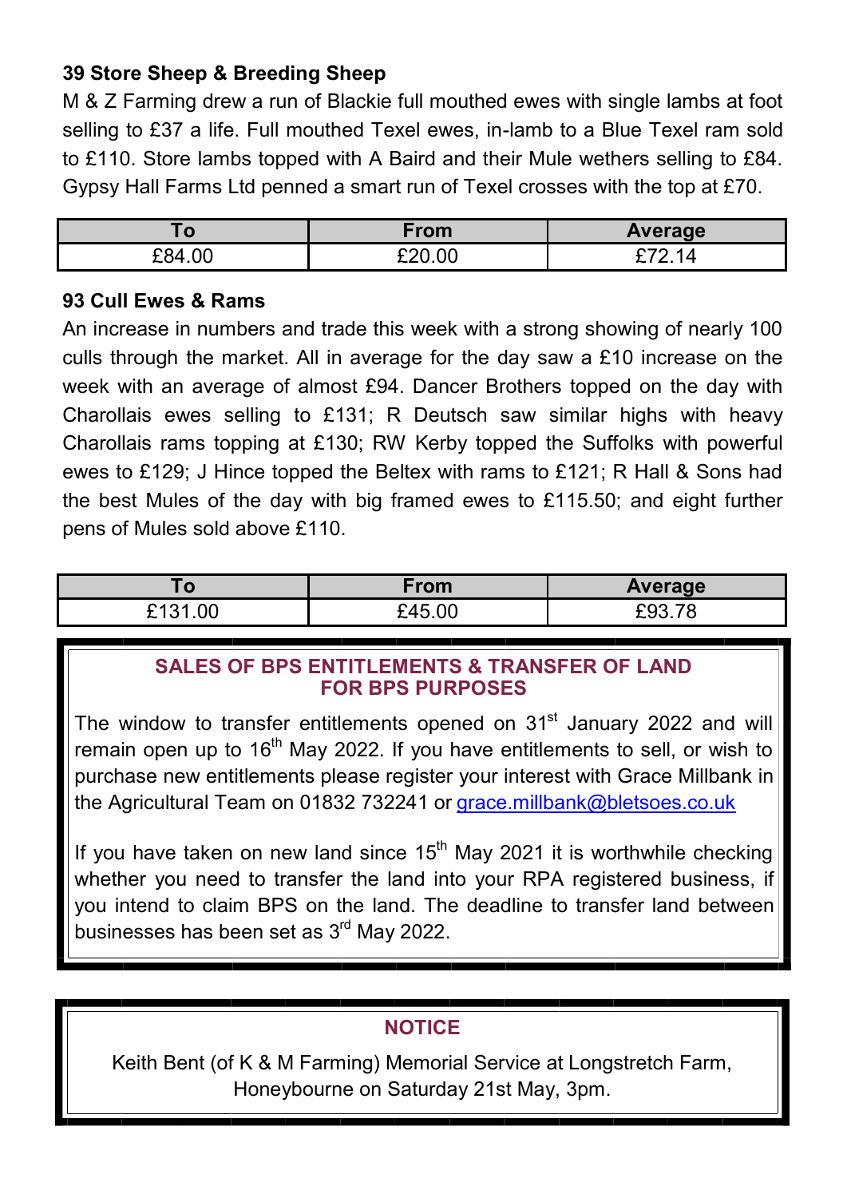### 39 Store Sheep & Breeding Sheep

M & Z Farming drew a run of Blackie full mouthed ewes with single lambs at foot selling to £37 a life. Full mouthed Texel ewes, in-lamb to a Blue Texel ram sold to £110. Store lambs topped with A Baird and their Mule wethers selling to £84. Gypsy Hall Farms Ltd penned a smart run of Texel crosses with the top at £70.

| To | From | Average |
|---|---|---|
| £84.00 | £20.00 | £72.14 |

### 93 Cull Ewes & Rams

An increase in numbers and trade this week with a strong showing of nearly 100 culls through the market. All in average for the day saw a £10 increase on the week with an average of almost £94. Dancer Brothers topped on the day with Charollais ewes selling to £131; R Deutsch saw similar highs with heavy Charollais rams topping at £130; RW Kerby topped the Suffolks with powerful ewes to £129; J Hince topped the Beltex with rams to £121; R Hall & Sons had the best Mules of the day with big framed ewes to £115.50; and eight further pens of Mules sold above £110.

| To | From | Average |
|---|---|---|
| £131.00 | £45.00 | £93.78 |

## SALES OF BPS ENTITLEMENTS & TRANSFER OF LAND FOR BPS PURPOSES

The window to transfer entitlements opened on 31st January 2022 and will remain open up to 16th May 2022. If you have entitlements to sell, or wish to purchase new entitlements please register your interest with Grace Millbank in the Agricultural Team on 01832 732241 or grace.millbank@bletsoes.co.uk

If you have taken on new land since 15th May 2021 it is worthwhile checking whether you need to transfer the land into your RPA registered business, if you intend to claim BPS on the land. The deadline to transfer land between businesses has been set as 3rd May 2022.

## NOTICE

Keith Bent (of K & M Farming) Memorial Service at Longstretch Farm, Honeybourne on Saturday 21st May, 3pm.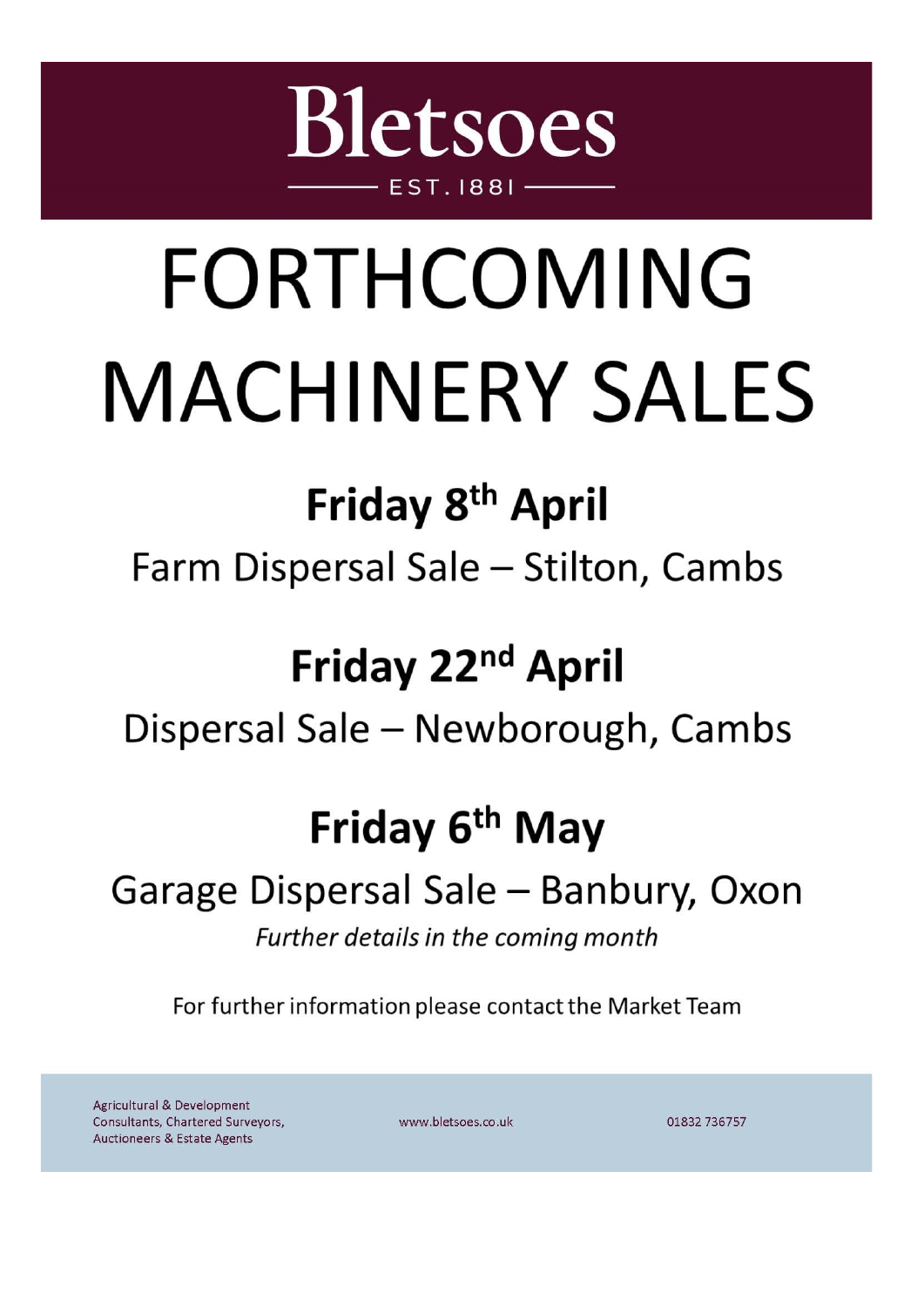# Bletsoes

EST. 1881

# FORTHCOMING MACHINERY SALES

## Friday 8th April

Farm Dispersal Sale – Stilton, Cambs

## Friday 22nd April

Dispersal Sale – Newborough, Cambs

## Friday 6th May

Garage Dispersal Sale – Banbury, Oxon

*Further details in the coming month*

For further information please contact the Market Team

Agricultural & Development Consultants, Chartered Surveyors, Auctioneers & Estate Agents

www.bletsoes.co.uk

01832 736757